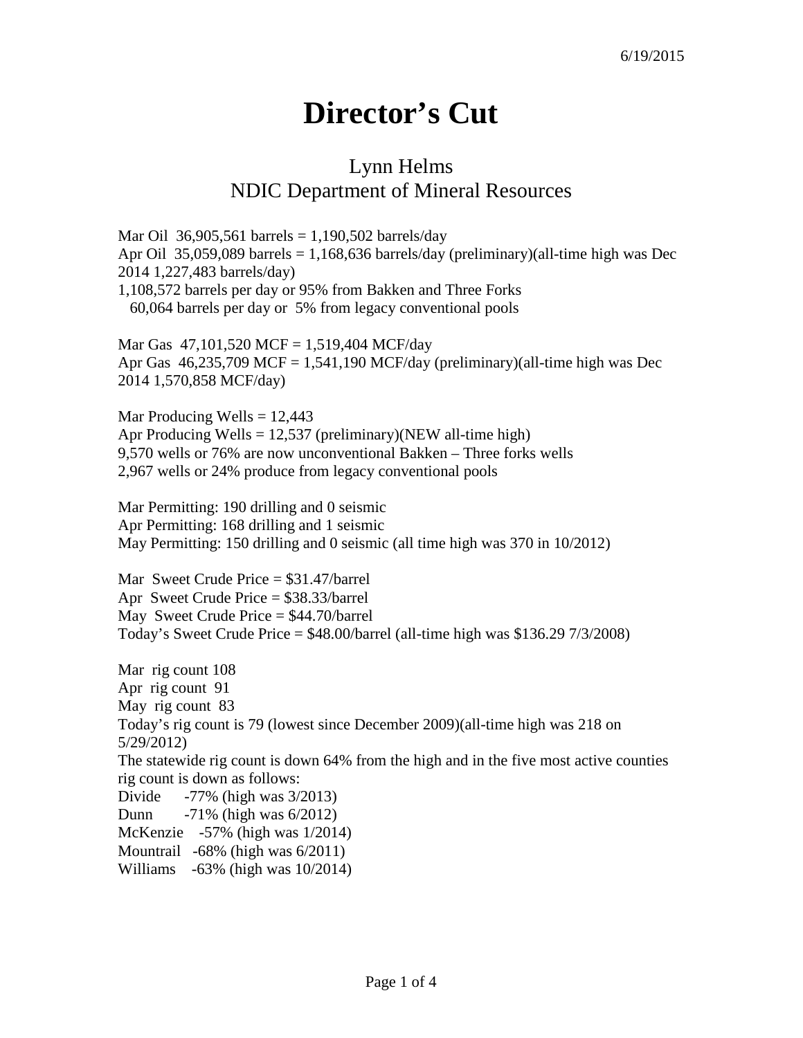6/19/2015

# Director's Cut

## Lynn Helms
## NDIC Department of Mineral Resources

Mar Oil 36,905,561 barrels = 1,190,502 barrels/day
Apr Oil 35,059,089 barrels = 1,168,636 barrels/day (preliminary)(all-time high was Dec 2014 1,227,483 barrels/day)
1,108,572 barrels per day or 95% from Bakken and Three Forks
60,064 barrels per day or 5% from legacy conventional pools

Mar Gas 47,101,520 MCF = 1,519,404 MCF/day
Apr Gas 46,235,709 MCF = 1,541,190 MCF/day (preliminary)(all-time high was Dec 2014 1,570,858 MCF/day)

Mar Producing Wells = 12,443
Apr Producing Wells = 12,537 (preliminary)(NEW all-time high)
9,570 wells or 76% are now unconventional Bakken – Three forks wells
2,967 wells or 24% produce from legacy conventional pools

Mar Permitting: 190 drilling and 0 seismic
Apr Permitting: 168 drilling and 1 seismic
May Permitting: 150 drilling and 0 seismic (all time high was 370 in 10/2012)

Mar Sweet Crude Price = $31.47/barrel
Apr Sweet Crude Price = $38.33/barrel
May Sweet Crude Price = $44.70/barrel
Today's Sweet Crude Price = $48.00/barrel (all-time high was $136.29 7/3/2008)

Mar rig count 108
Apr rig count 91
May rig count 83
Today's rig count is 79 (lowest since December 2009)(all-time high was 218 on 5/29/2012)
The statewide rig count is down 64% from the high and in the five most active counties rig count is down as follows:
Divide -77% (high was 3/2013)
Dunn -71% (high was 6/2012)
McKenzie -57% (high was 1/2014)
Mountrail -68% (high was 6/2011)
Williams -63% (high was 10/2014)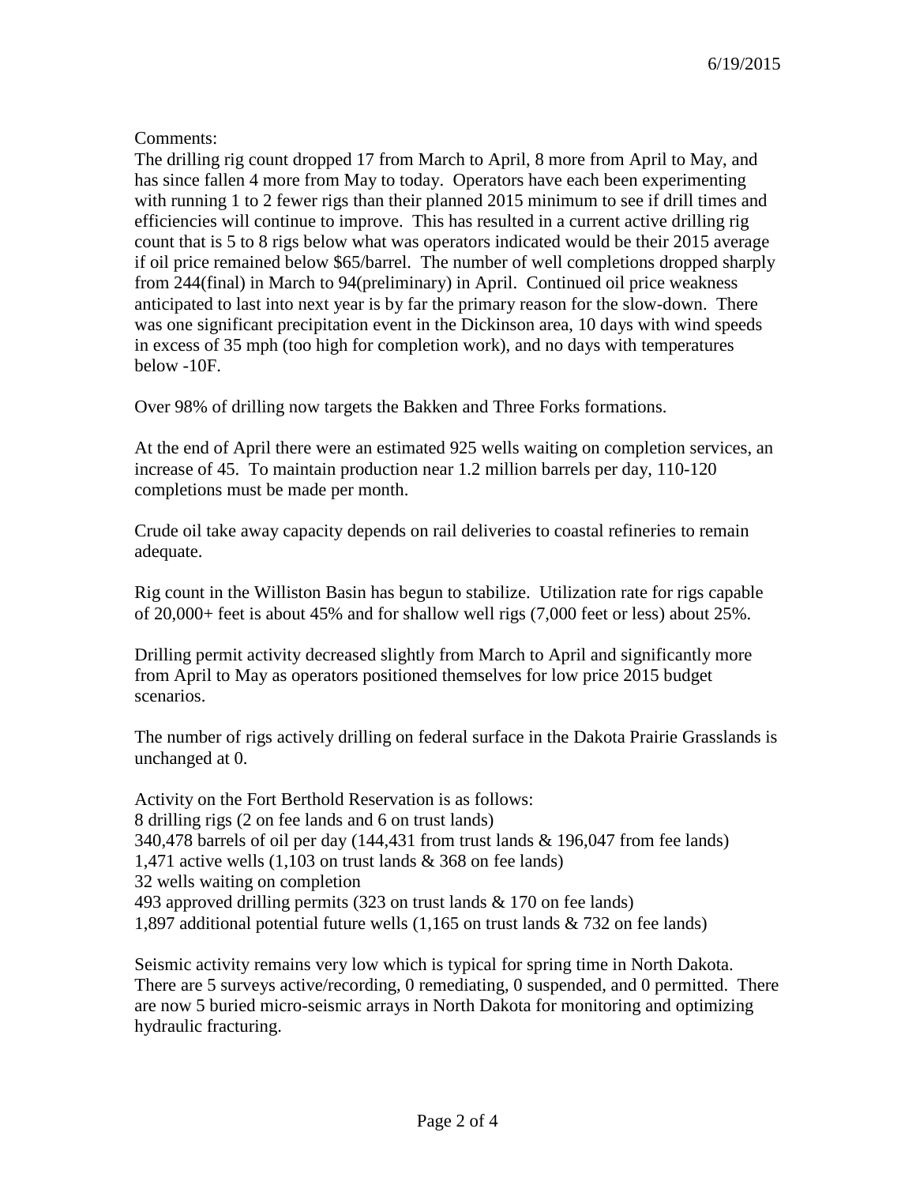6/19/2015

Comments:

The drilling rig count dropped 17 from March to April, 8 more from April to May, and has since fallen 4 more from May to today. Operators have each been experimenting with running 1 to 2 fewer rigs than their planned 2015 minimum to see if drill times and efficiencies will continue to improve. This has resulted in a current active drilling rig count that is 5 to 8 rigs below what was operators indicated would be their 2015 average if oil price remained below $65/barrel. The number of well completions dropped sharply from 244(final) in March to 94(preliminary) in April. Continued oil price weakness anticipated to last into next year is by far the primary reason for the slow-down. There was one significant precipitation event in the Dickinson area, 10 days with wind speeds in excess of 35 mph (too high for completion work), and no days with temperatures below -10F.

Over 98% of drilling now targets the Bakken and Three Forks formations.

At the end of April there were an estimated 925 wells waiting on completion services, an increase of 45. To maintain production near 1.2 million barrels per day, 110-120 completions must be made per month.

Crude oil take away capacity depends on rail deliveries to coastal refineries to remain adequate.

Rig count in the Williston Basin has begun to stabilize. Utilization rate for rigs capable of 20,000+ feet is about 45% and for shallow well rigs (7,000 feet or less) about 25%.

Drilling permit activity decreased slightly from March to April and significantly more from April to May as operators positioned themselves for low price 2015 budget scenarios.

The number of rigs actively drilling on federal surface in the Dakota Prairie Grasslands is unchanged at 0.

Activity on the Fort Berthold Reservation is as follows:
8 drilling rigs (2 on fee lands and 6 on trust lands)
340,478 barrels of oil per day (144,431 from trust lands & 196,047 from fee lands)
1,471 active wells (1,103 on trust lands & 368 on fee lands)
32 wells waiting on completion
493 approved drilling permits (323 on trust lands & 170 on fee lands)
1,897 additional potential future wells (1,165 on trust lands & 732 on fee lands)

Seismic activity remains very low which is typical for spring time in North Dakota. There are 5 surveys active/recording, 0 remediating, 0 suspended, and 0 permitted. There are now 5 buried micro-seismic arrays in North Dakota for monitoring and optimizing hydraulic fracturing.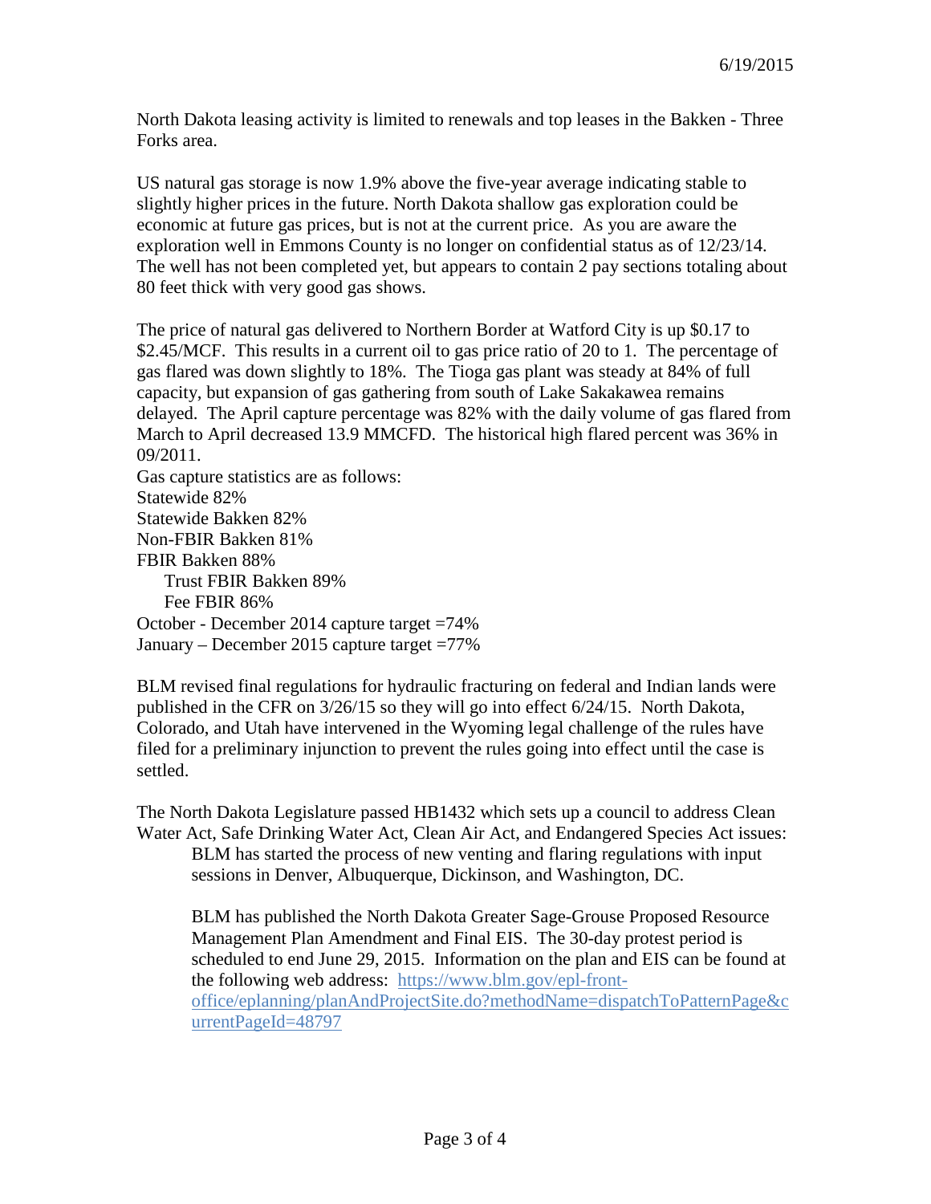6/19/2015

North Dakota leasing activity is limited to renewals and top leases in the Bakken - Three Forks area.

US natural gas storage is now 1.9% above the five-year average indicating stable to slightly higher prices in the future. North Dakota shallow gas exploration could be economic at future gas prices, but is not at the current price. As you are aware the exploration well in Emmons County is no longer on confidential status as of 12/23/14. The well has not been completed yet, but appears to contain 2 pay sections totaling about 80 feet thick with very good gas shows.

The price of natural gas delivered to Northern Border at Watford City is up $0.17 to $2.45/MCF. This results in a current oil to gas price ratio of 20 to 1. The percentage of gas flared was down slightly to 18%. The Tioga gas plant was steady at 84% of full capacity, but expansion of gas gathering from south of Lake Sakakawea remains delayed. The April capture percentage was 82% with the daily volume of gas flared from March to April decreased 13.9 MMCFD. The historical high flared percent was 36% in 09/2011.

Gas capture statistics are as follows:
Statewide 82%
Statewide Bakken 82%
Non-FBIR Bakken 81%
FBIR Bakken 88%
  Trust FBIR Bakken 89%
  Fee FBIR 86%
October - December 2014 capture target =74%
January – December 2015 capture target =77%

BLM revised final regulations for hydraulic fracturing on federal and Indian lands were published in the CFR on 3/26/15 so they will go into effect 6/24/15. North Dakota, Colorado, and Utah have intervened in the Wyoming legal challenge of the rules have filed for a preliminary injunction to prevent the rules going into effect until the case is settled.

The North Dakota Legislature passed HB1432 which sets up a council to address Clean Water Act, Safe Drinking Water Act, Clean Air Act, and Endangered Species Act issues:

> BLM has started the process of new venting and flaring regulations with input sessions in Denver, Albuquerque, Dickinson, and Washington, DC.
>
> BLM has published the North Dakota Greater Sage-Grouse Proposed Resource Management Plan Amendment and Final EIS. The 30-day protest period is scheduled to end June 29, 2015. Information on the plan and EIS can be found at the following web address: https://www.blm.gov/epl-front-office/eplanning/planAndProjectSite.do?methodName=dispatchToPatternPage&currentPageId=48797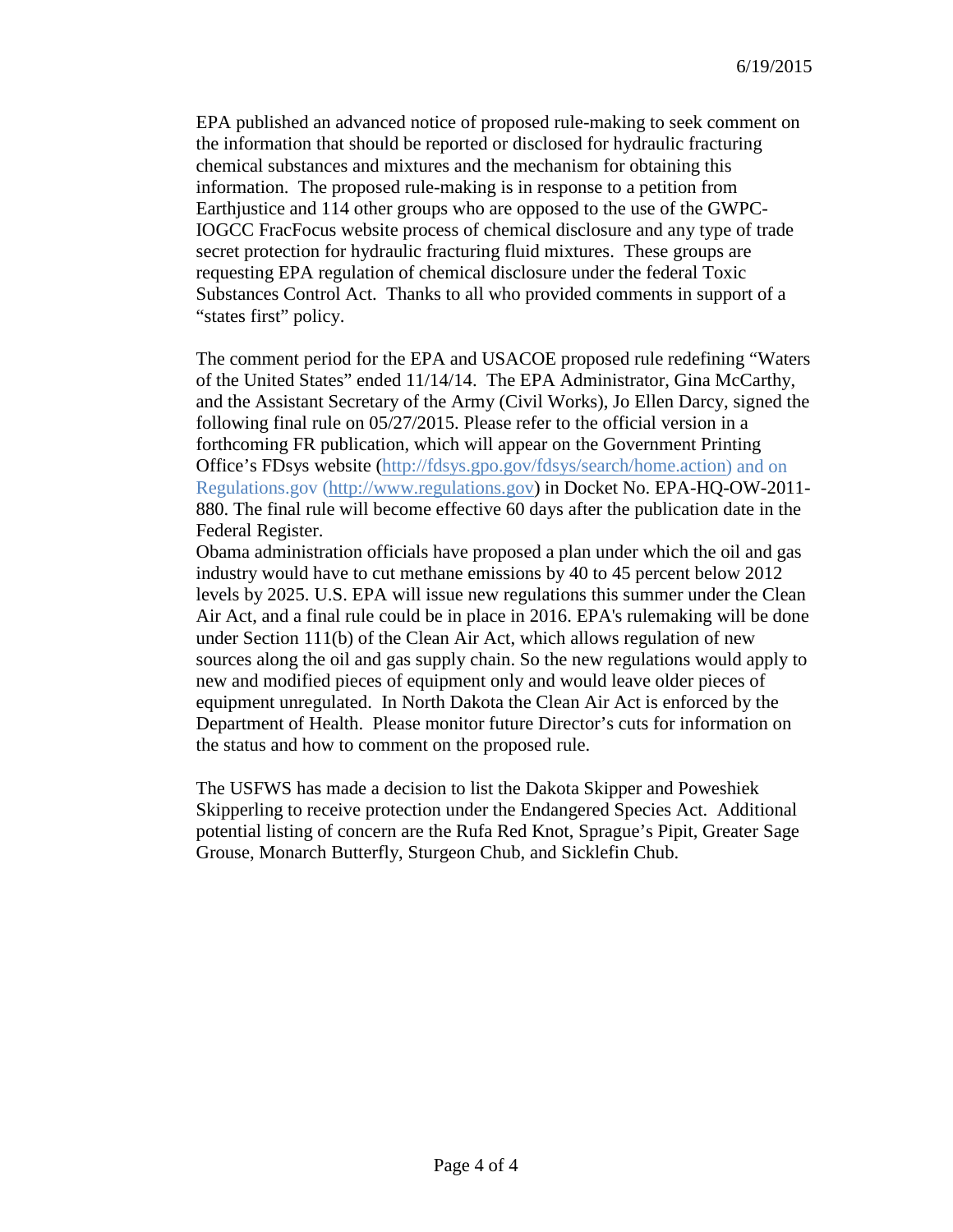EPA published an advanced notice of proposed rule-making to seek comment on the information that should be reported or disclosed for hydraulic fracturing chemical substances and mixtures and the mechanism for obtaining this information. The proposed rule-making is in response to a petition from Earthjustice and 114 other groups who are opposed to the use of the GWPC-IOGCC FracFocus website process of chemical disclosure and any type of trade secret protection for hydraulic fracturing fluid mixtures. These groups are requesting EPA regulation of chemical disclosure under the federal Toxic Substances Control Act. Thanks to all who provided comments in support of a "states first" policy.

The comment period for the EPA and USACOE proposed rule redefining "Waters of the United States" ended 11/14/14. The EPA Administrator, Gina McCarthy, and the Assistant Secretary of the Army (Civil Works), Jo Ellen Darcy, signed the following final rule on 05/27/2015. Please refer to the official version in a forthcoming FR publication, which will appear on the Government Printing Office's FDsys website (http://fdsys.gpo.gov/fdsys/search/home.action) and on Regulations.gov (http://www.regulations.gov) in Docket No. EPA-HQ-OW-2011-880. The final rule will become effective 60 days after the publication date in the Federal Register.
Obama administration officials have proposed a plan under which the oil and gas industry would have to cut methane emissions by 40 to 45 percent below 2012 levels by 2025. U.S. EPA will issue new regulations this summer under the Clean Air Act, and a final rule could be in place in 2016. EPA's rulemaking will be done under Section 111(b) of the Clean Air Act, which allows regulation of new sources along the oil and gas supply chain. So the new regulations would apply to new and modified pieces of equipment only and would leave older pieces of equipment unregulated. In North Dakota the Clean Air Act is enforced by the Department of Health. Please monitor future Director's cuts for information on the status and how to comment on the proposed rule.

The USFWS has made a decision to list the Dakota Skipper and Poweshiek Skipperling to receive protection under the Endangered Species Act. Additional potential listing of concern are the Rufa Red Knot, Sprague's Pipit, Greater Sage Grouse, Monarch Butterfly, Sturgeon Chub, and Sicklefin Chub.